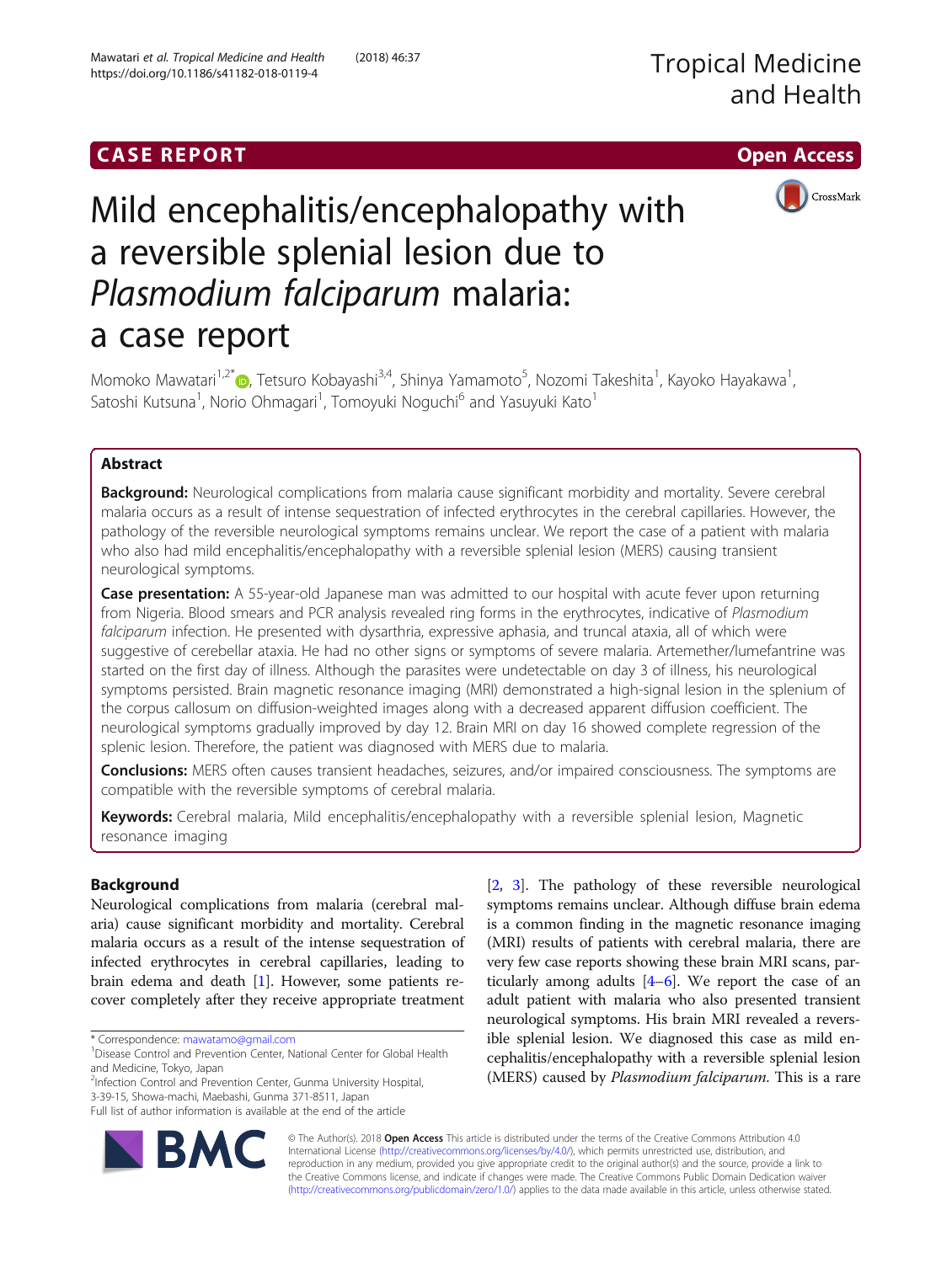CASE REPORT

Open Access

# Mild encephalitis/encephalopathy with a reversible splenial lesion due to *Plasmodium falciparum* malaria: a case report

Momoko Mawatari[1,2*], Tetsuro Kobayashi[3,4], Shinya Yamamoto[5], Nozomi Takeshita[1], Kayoko Hayakawa[1], Satoshi Kutsuna[1], Norio Ohmagari[1], Tomoyuki Noguchi[6] and Yasuyuki Kato[1]

## Abstract

**Background:** Neurological complications from malaria cause significant morbidity and mortality. Severe cerebral malaria occurs as a result of intense sequestration of infected erythrocytes in the cerebral capillaries. However, the pathology of the reversible neurological symptoms remains unclear. We report the case of a patient with malaria who also had mild encephalitis/encephalopathy with a reversible splenial lesion (MERS) causing transient neurological symptoms.

**Case presentation:** A 55-year-old Japanese man was admitted to our hospital with acute fever upon returning from Nigeria. Blood smears and PCR analysis revealed ring forms in the erythrocytes, indicative of *Plasmodium falciparum* infection. He presented with dysarthria, expressive aphasia, and truncal ataxia, all of which were suggestive of cerebellar ataxia. He had no other signs or symptoms of severe malaria. Artemether/lumefantrine was started on the first day of illness. Although the parasites were undetectable on day 3 of illness, his neurological symptoms persisted. Brain magnetic resonance imaging (MRI) demonstrated a high-signal lesion in the splenium of the corpus callosum on diffusion-weighted images along with a decreased apparent diffusion coefficient. The neurological symptoms gradually improved by day 12. Brain MRI on day 16 showed complete regression of the splenic lesion. Therefore, the patient was diagnosed with MERS due to malaria.

**Conclusions:** MERS often causes transient headaches, seizures, and/or impaired consciousness. The symptoms are compatible with the reversible symptoms of cerebral malaria.

**Keywords:** Cerebral malaria, Mild encephalitis/encephalopathy with a reversible splenial lesion, Magnetic resonance imaging

## Background

Neurological complications from malaria (cerebral malaria) cause significant morbidity and mortality. Cerebral malaria occurs as a result of the intense sequestration of infected erythrocytes in cerebral capillaries, leading to brain edema and death [1]. However, some patients recover completely after they receive appropriate treatment [2, 3]. The pathology of these reversible neurological symptoms remains unclear. Although diffuse brain edema is a common finding in the magnetic resonance imaging (MRI) results of patients with cerebral malaria, there are very few case reports showing these brain MRI scans, particularly among adults [4–6]. We report the case of an adult patient with malaria who also presented transient neurological symptoms. His brain MRI revealed a reversible splenial lesion. We diagnosed this case as mild encephalitis/encephalopathy with a reversible splenial lesion (MERS) caused by *Plasmodium falciparum*. This is a rare

\* Correspondence: mawatamo@gmail.com

[1]Disease Control and Prevention Center, National Center for Global Health and Medicine, Tokyo, Japan

[2]Infection Control and Prevention Center, Gunma University Hospital, 3-39-15, Showa-machi, Maebashi, Gunma 371-8511, Japan

Full list of author information is available at the end of the article

© The Author(s). 2018 **Open Access** This article is distributed under the terms of the Creative Commons Attribution 4.0 International License (http://creativecommons.org/licenses/by/4.0/), which permits unrestricted use, distribution, and reproduction in any medium, provided you give appropriate credit to the original author(s) and the source, provide a link to the Creative Commons license, and indicate if changes were made. The Creative Commons Public Domain Dedication waiver (http://creativecommons.org/publicdomain/zero/1.0/) applies to the data made available in this article, unless otherwise stated.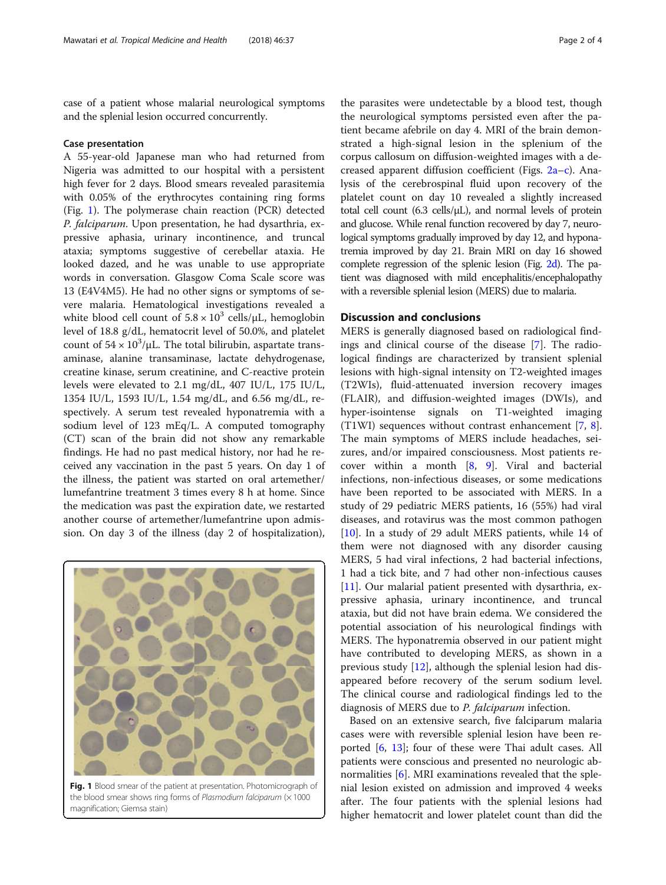case of a patient whose malarial neurological symptoms and the splenial lesion occurred concurrently.

### Case presentation

A 55-year-old Japanese man who had returned from Nigeria was admitted to our hospital with a persistent high fever for 2 days. Blood smears revealed parasitemia with 0.05% of the erythrocytes containing ring forms (Fig. 1). The polymerase chain reaction (PCR) detected *P. falciparum*. Upon presentation, he had dysarthria, expressive aphasia, urinary incontinence, and truncal ataxia; symptoms suggestive of cerebellar ataxia. He looked dazed, and he was unable to use appropriate words in conversation. Glasgow Coma Scale score was 13 (E4V4M5). He had no other signs or symptoms of severe malaria. Hematological investigations revealed a white blood cell count of $5.8 \times 10^3$ cells/μL, hemoglobin level of 18.8 g/dL, hematocrit level of 50.0%, and platelet count of $54 \times 10^3$/μL. The total bilirubin, aspartate transaminase, alanine transaminase, lactate dehydrogenase, creatine kinase, serum creatinine, and C-reactive protein levels were elevated to 2.1 mg/dL, 407 IU/L, 175 IU/L, 1354 IU/L, 1593 IU/L, 1.54 mg/dL, and 6.56 mg/dL, respectively. A serum test revealed hyponatremia with a sodium level of 123 mEq/L. A computed tomography (CT) scan of the brain did not show any remarkable findings. He had no past medical history, nor had he received any vaccination in the past 5 years. On day 1 of the illness, the patient was started on oral artemether/lumefantrine treatment 3 times every 8 h at home. Since the medication was past the expiration date, we restarted another course of artemether/lumefantrine upon admission. On day 3 of the illness (day 2 of hospitalization), the parasites were undetectable by a blood test, though the neurological symptoms persisted even after the patient became afebrile on day 4. MRI of the brain demonstrated a high-signal lesion in the splenium of the corpus callosum on diffusion-weighted images with a decreased apparent diffusion coefficient (Figs. 2a–c). Analysis of the cerebrospinal fluid upon recovery of the platelet count on day 10 revealed a slightly increased total cell count (6.3 cells/μL), and normal levels of protein and glucose. While renal function recovered by day 7, neurological symptoms gradually improved by day 12, and hyponatremia improved by day 21. Brain MRI on day 16 showed complete regression of the splenic lesion (Fig. 2d). The patient was diagnosed with mild encephalitis/encephalopathy with a reversible splenial lesion (MERS) due to malaria.

Fig. 1 Blood smear of the patient at presentation. Photomicrograph of the blood smear shows ring forms of *Plasmodium falciparum* (× 1000 magnification; Giemsa stain)

## Discussion and conclusions

MERS is generally diagnosed based on radiological findings and clinical course of the disease [7]. The radiological findings are characterized by transient splenial lesions with high-signal intensity on T2-weighted images (T2WIs), fluid-attenuated inversion recovery images (FLAIR), and diffusion-weighted images (DWIs), and hyper-isointense signals on T1-weighted imaging (T1WI) sequences without contrast enhancement [7, 8]. The main symptoms of MERS include headaches, seizures, and/or impaired consciousness. Most patients recover within a month [8, 9]. Viral and bacterial infections, non-infectious diseases, or some medications have been reported to be associated with MERS. In a study of 29 pediatric MERS patients, 16 (55%) had viral diseases, and rotavirus was the most common pathogen [10]. In a study of 29 adult MERS patients, while 14 of them were not diagnosed with any disorder causing MERS, 5 had viral infections, 2 had bacterial infections, 1 had a tick bite, and 7 had other non-infectious causes [11]. Our malarial patient presented with dysarthria, expressive aphasia, urinary incontinence, and truncal ataxia, but did not have brain edema. We considered the potential association of his neurological findings with MERS. The hyponatremia observed in our patient might have contributed to developing MERS, as shown in a previous study [12], although the splenial lesion had disappeared before recovery of the serum sodium level. The clinical course and radiological findings led to the diagnosis of MERS due to *P. falciparum* infection.

Based on an extensive search, five falciparum malaria cases were with reversible splenial lesion have been reported [6, 13]; four of these were Thai adult cases. All patients were conscious and presented no neurologic abnormalities [6]. MRI examinations revealed that the splenial lesion existed on admission and improved 4 weeks after. The four patients with the splenial lesions had higher hematocrit and lower platelet count than did the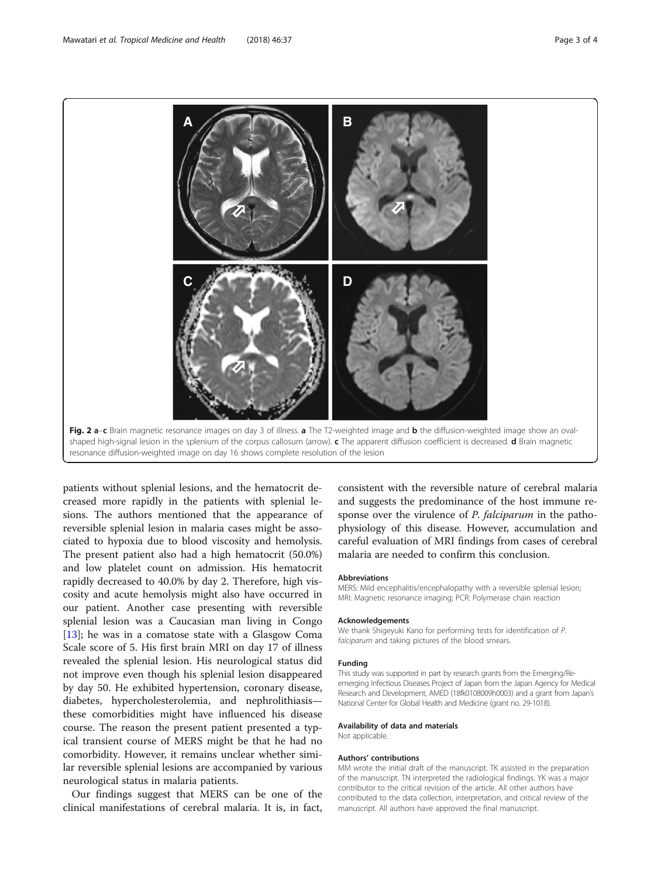Fig. 2 a–c Brain magnetic resonance images on day 3 of illness. **a** The T2-weighted image and **b** the diffusion-weighted image show an oval-shaped high-signal lesion in the splenium of the corpus callosum (arrow). **c** The apparent diffusion coefficient is decreased. **d** Brain magnetic resonance diffusion-weighted image on day 16 shows complete resolution of the lesion

patients without splenial lesions, and the hematocrit decreased more rapidly in the patients with splenial lesions. The authors mentioned that the appearance of reversible splenial lesion in malaria cases might be associated to hypoxia due to blood viscosity and hemolysis. The present patient also had a high hematocrit (50.0%) and low platelet count on admission. His hematocrit rapidly decreased to 40.0% by day 2. Therefore, high viscosity and acute hemolysis might also have occurred in our patient. Another case presenting with reversible splenial lesion was a Caucasian man living in Congo [13]; he was in a comatose state with a Glasgow Coma Scale score of 5. His first brain MRI on day 17 of illness revealed the splenial lesion. His neurological status did not improve even though his splenial lesion disappeared by day 50. He exhibited hypertension, coronary disease, diabetes, hypercholesterolemia, and nephrolithiasis—these comorbidities might have influenced his disease course. The reason the present patient presented a typical transient course of MERS might be that he had no comorbidity. However, it remains unclear whether similar reversible splenial lesions are accompanied by various neurological status in malaria patients.

Our findings suggest that MERS can be one of the clinical manifestations of cerebral malaria. It is, in fact, consistent with the reversible nature of cerebral malaria and suggests the predominance of the host immune response over the virulence of *P. falciparum* in the pathophysiology of this disease. However, accumulation and careful evaluation of MRI findings from cases of cerebral malaria are needed to confirm this conclusion.

## Abbreviations

MERS: Mild encephalitis/encephalopathy with a reversible splenial lesion; MRI: Magnetic resonance imaging; PCR: Polymerase chain reaction

## Acknowledgements

We thank Shigeyuki Kano for performing tests for identification of *P. falciparum* and taking pictures of the blood smears.

## Funding

This study was supported in part by research grants from the Emerging/Re-emerging Infectious Diseases Project of Japan from the Japan Agency for Medical Research and Development, AMED (18fk0108009h0003) and a grant from Japan's National Center for Global Health and Medicine (grant no. 29-1018).

## Availability of data and materials

Not applicable.

## Authors' contributions

MM wrote the initial draft of the manuscript. TK assisted in the preparation of the manuscript. TN interpreted the radiological findings. YK was a major contributor to the critical revision of the article. All other authors have contributed to the data collection, interpretation, and critical review of the manuscript. All authors have approved the final manuscript.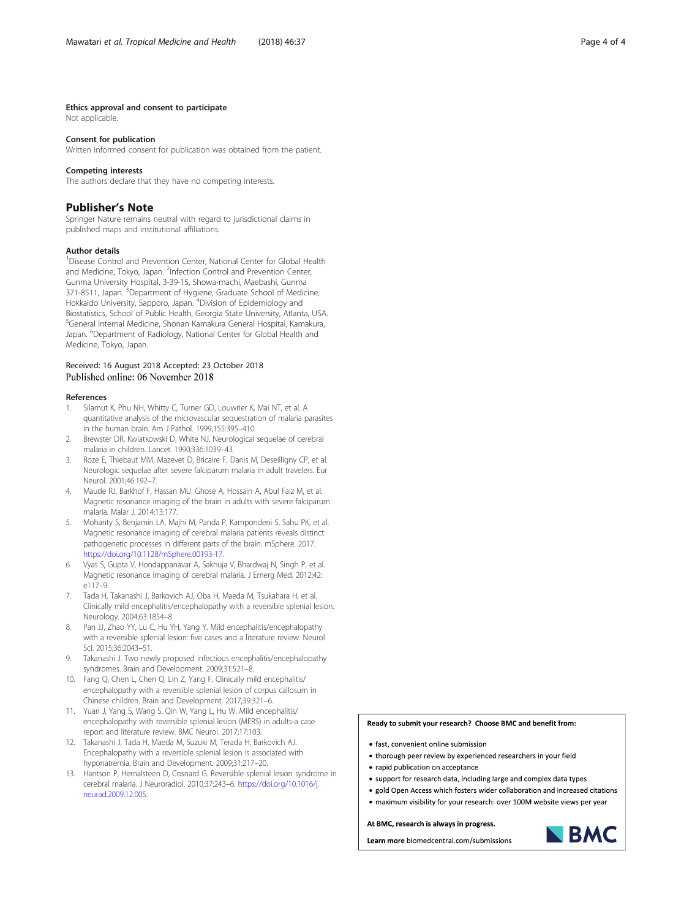#### Ethics approval and consent to participate
Not applicable.

#### Consent for publication
Written informed consent for publication was obtained from the patient.

#### Competing interests
The authors declare that they have no competing interests.

## Publisher's Note
Springer Nature remains neutral with regard to jurisdictional claims in published maps and institutional affiliations.

#### Author details
[1]Disease Control and Prevention Center, National Center for Global Health and Medicine, Tokyo, Japan. [2]Infection Control and Prevention Center, Gunma University Hospital, 3-39-15, Showa-machi, Maebashi, Gunma 371-8511, Japan. [3]Department of Hygiene, Graduate School of Medicine, Hokkaido University, Sapporo, Japan. [4]Division of Epidemiology and Biostatistics, School of Public Health, Georgia State University, Atlanta, USA. [5]General Internal Medicine, Shonan Kamakura General Hospital, Kamakura, Japan. [6]Department of Radiology, National Center for Global Health and Medicine, Tokyo, Japan.

Received: 16 August 2018 Accepted: 23 October 2018
Published online: 06 November 2018

#### References
1. Silamut K, Phu NH, Whitty C, Turner GD, Louwrier K, Mai NT, et al. A quantitative analysis of the microvascular sequestration of malaria parasites in the human brain. Am J Pathol. 1999;155:395–410.
2. Brewster DR, Kwiatkowski D, White NJ. Neurological sequelae of cerebral malaria in children. Lancet. 1990;336:1039–43.
3. Roze E, Thiebaut MM, Mazevet D, Bricaire F, Danis M, Deseilligny CP, et al. Neurologic sequelae after severe falciparum malaria in adult travelers. Eur Neurol. 2001;46:192–7.
4. Maude RJ, Barkhof F, Hassan MU, Ghose A, Hossain A, Abul Faiz M, et al. Magnetic resonance imaging of the brain in adults with severe falciparum malaria. Malar J. 2014;13:177.
5. Mohanty S, Benjamin LA, Majhi M, Panda P, Kampondeni S, Sahu PK, et al. Magnetic resonance imaging of cerebral malaria patients reveals distinct pathogenetic processes in different parts of the brain. mSphere. 2017. https://doi.org/10.1128/mSphere.00193-17.
6. Vyas S, Gupta V, Hondappanavar A, Sakhuja V, Bhardwaj N, Singh P, et al. Magnetic resonance imaging of cerebral malaria. J Emerg Med. 2012;42:e117–9.
7. Tada H, Takanashi J, Barkovich AJ, Oba H, Maeda M, Tsukahara H, et al. Clinically mild encephalitis/encephalopathy with a reversible splenial lesion. Neurology. 2004;63:1854–8.
8. Pan JJ, Zhao YY, Lu C, Hu YH, Yang Y. Mild encephalitis/encephalopathy with a reversible splenial lesion: five cases and a literature review. Neurol Sci. 2015;36:2043–51.
9. Takanashi J. Two newly proposed infectious encephalitis/encephalopathy syndromes. Brain and Development. 2009;31:521–8.
10. Fang Q, Chen L, Chen Q, Lin Z, Yang F. Clinically mild encephalitis/encephalopathy with a reversible splenial lesion of corpus callosum in Chinese children. Brain and Development. 2017;39:321–6.
11. Yuan J, Yang S, Wang S, Qin W, Yang L, Hu W. Mild encephalitis/encephalopathy with reversible splenial lesion (MERS) in adults-a case report and literature review. BMC Neurol. 2017;17:103.
12. Takanashi J, Tada H, Maeda M, Suzuki M, Terada H, Barkovich AJ. Encephalopathy with a reversible splenial lesion is associated with hyponatremia. Brain and Development. 2009;31:217–20.
13. Hantson P, Hernalsteen D, Cosnard G. Reversible splenial lesion syndrome in cerebral malaria. J Neuroradiol. 2010;37:243–6. https://doi.org/10.1016/j.neurad.2009.12.005.